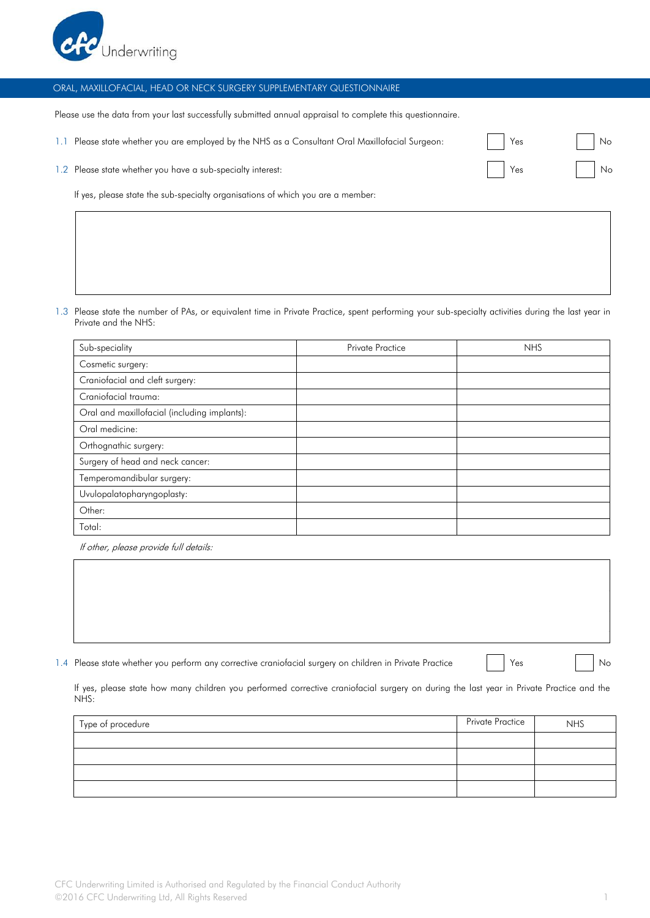CFC Underwriting

## ORAL, MAXILLOFACIAL, HEAD OR NECK SURGERY SUPPLEMENTARY QUESTIONNAIRE

Please use the data from your last successfully submitted annual appraisal to complete this questionnaire.

1.1 Please state whether you are employed by the NHS as a Consultant Oral Maxillofacial Surgeon: ☐ Yes ☐ No

1.2 Please state whether you have a sub-specialty interest: ☐ Yes ☐ No

If yes, please state the sub-specialty organisations of which you are a member:

| |
|---|
| |

1.3 Please state the number of PAs, or equivalent time in Private Practice, spent performing your sub-specialty activities during the last year in Private and the NHS:

| Sub-speciality | Private Practice | NHS |
|---|---|---|
| Cosmetic surgery: | | |
| Craniofacial and cleft surgery: | | |
| Craniofacial trauma: | | |
| Oral and maxillofacial (including implants): | | |
| Oral medicine: | | |
| Orthognathic surgery: | | |
| Surgery of head and neck cancer: | | |
| Temperomandibular surgery: | | |
| Uvulopalatopharyngoplasty: | | |
| Other: | | |
| Total: | | |

*If other, please provide full details:*

| |
|---|
| |

1.4 Please state whether you perform any corrective craniofacial surgery on children in Private Practice ☐ Yes ☐ No

If yes, please state how many children you performed corrective craniofacial surgery on during the last year in Private Practice and the NHS:

| Type of procedure | Private Practice | NHS |
|---|---|---|
| | | |
| | | |
| | | |
| | | |

CFC Underwriting Limited is Authorised and Regulated by the Financial Conduct Authority
©2016 CFC Underwriting Ltd, All Rights Reserved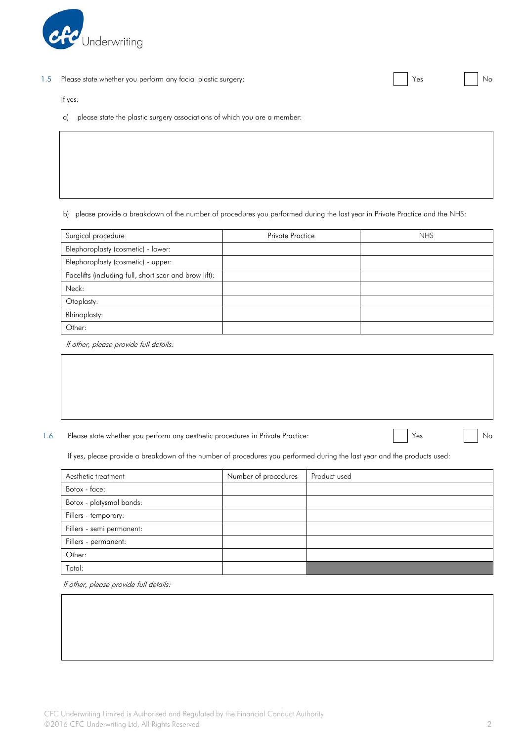1.5 Please state whether you perform any facial plastic surgery: ☐ Yes ☐ No

If yes:

a) please state the plastic surgery associations of which you are a member:

b) please provide a breakdown of the number of procedures you performed during the last year in Private Practice and the NHS:

| Surgical procedure | Private Practice | NHS |
|---|---|---|
| Blepharoplasty (cosmetic) - lower: | | |
| Blepharoplasty (cosmetic) - upper: | | |
| Facelifts (including full, short scar and brow lift): | | |
| Neck: | | |
| Otoplasty: | | |
| Rhinoplasty: | | |
| Other: | | |

*If other, please provide full details:*

1.6 Please state whether you perform any aesthetic procedures in Private Practice: ☐ Yes ☐ No

If yes, please provide a breakdown of the number of procedures you performed during the last year and the products used:

| Aesthetic treatment | Number of procedures | Product used |
|---|---|---|
| Botox - face: | | |
| Botox - platysmal bands: | | |
| Fillers - temporary: | | |
| Fillers - semi permanent: | | |
| Fillers - permanent: | | |
| Other: | | |
| Total: | | |

*If other, please provide full details:*

CFC Underwriting Limited is Authorised and Regulated by the Financial Conduct Authority
©2016 CFC Underwriting Ltd, All Rights Reserved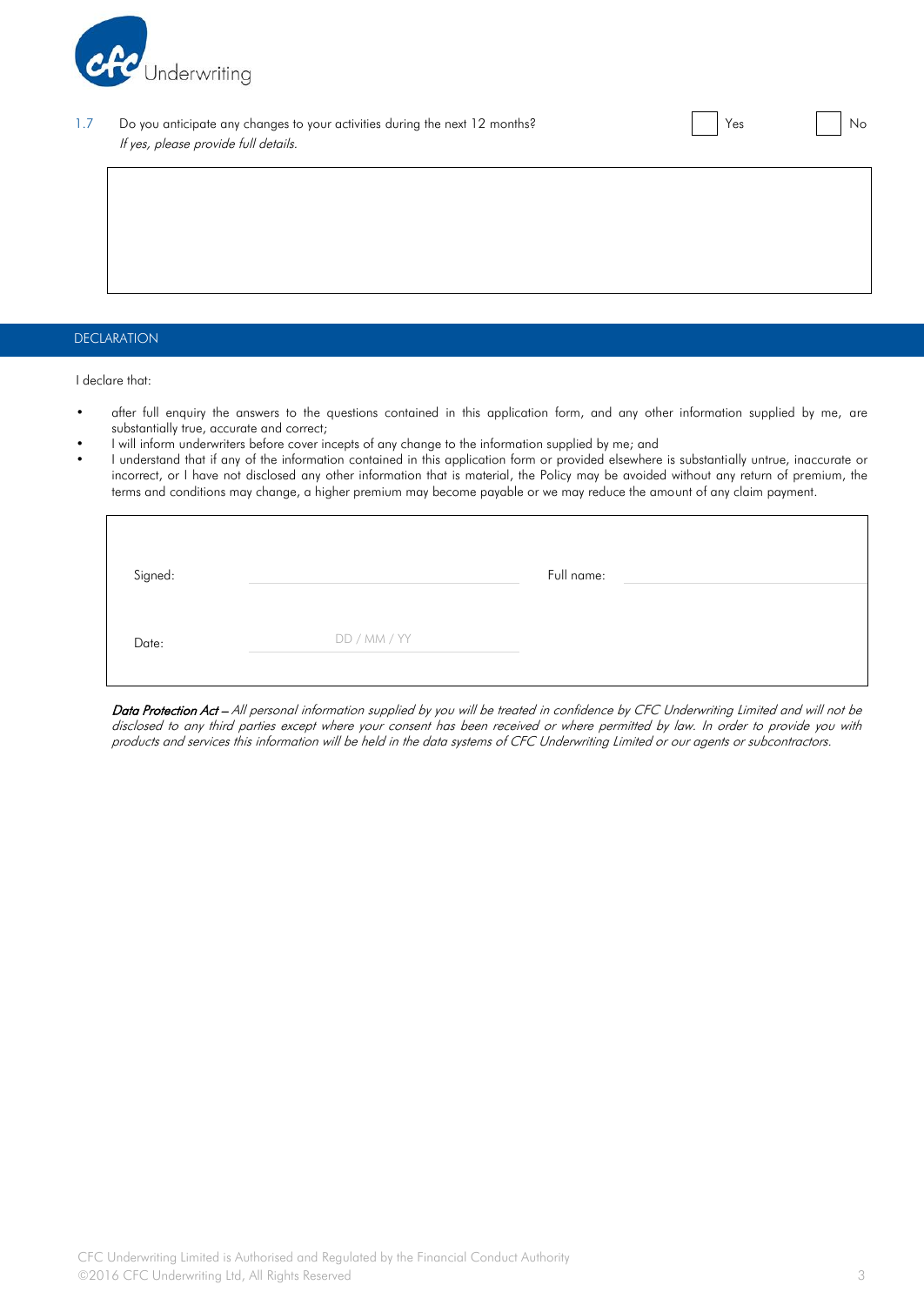1.7 Do you anticipate any changes to your activities during the next 12 months? ☐ Yes ☐ No

*If yes, please provide full details.*

## DECLARATION

I declare that:

- after full enquiry the answers to the questions contained in this application form, and any other information supplied by me, are substantially true, accurate and correct;
- I will inform underwriters before cover incepts of any change to the information supplied by me; and
- I understand that if any of the information contained in this application form or provided elsewhere is substantially untrue, inaccurate or incorrect, or I have not disclosed any other information that is material, the Policy may be avoided without any return of premium, the terms and conditions may change, a higher premium may become payable or we may reduce the amount of any claim payment.

Signed: \_\_\_\_\_\_\_\_\_\_\_\_\_\_\_\_ Full name: \_\_\_\_\_\_\_\_\_\_\_\_\_\_\_\_

Date: DD / MM / YY

***Data Protection Act*** *– All personal information supplied by you will be treated in confidence by CFC Underwriting Limited and will not be disclosed to any third parties except where your consent has been received or where permitted by law. In order to provide you with products and services this information will be held in the data systems of CFC Underwriting Limited or our agents or subcontractors.*

CFC Underwriting Limited is Authorised and Regulated by the Financial Conduct Authority

©2016 CFC Underwriting Ltd, All Rights Reserved